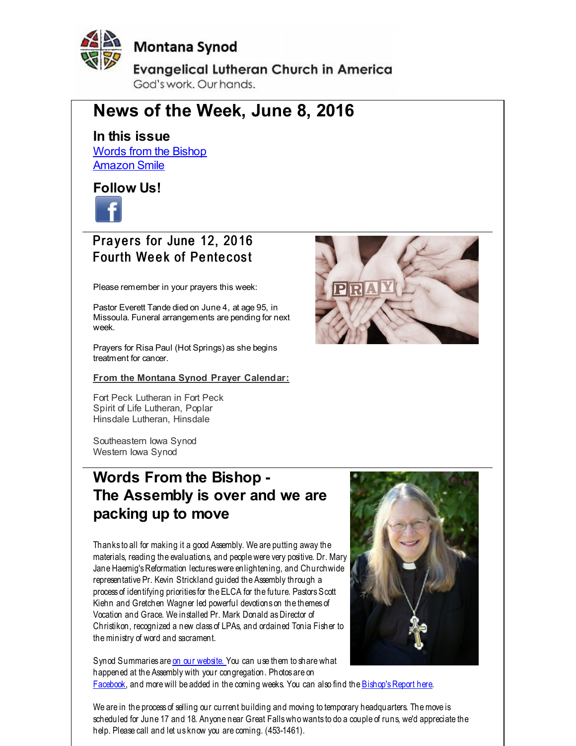Montana Synod

Evangelical Lutheran Church in America

God's work. Our hands.

# News of the Week, June 8, 2016

### In this issue

Words from the Bishop
Amazon Smile

### Follow Us!

## Prayers for June 12, 2016
## Fourth Week of Pentecost

Please remember in your prayers this week:

Pastor Everett Tande died on June 4, at age 95, in Missoula. Funeral arrangements are pending for next week.

Prayers for Risa Paul (Hot Springs) as she begins treatment for cancer.

**From the Montana Synod Prayer Calendar:**

Fort Peck Lutheran in Fort Peck
Spirit of Life Lutheran, Poplar
Hinsdale Lutheran, Hinsdale

Southeastern Iowa Synod
Western Iowa Synod

## Words From the Bishop - The Assembly is over and we are packing up to move

Thanks to all for making it a good Assembly. We are putting away the materials, reading the evaluations, and people were very positive. Dr. Mary Jane Haemig's Reformation lectures were enlightening, and Churchwide representative Pr. Kevin Strickland guided the Assembly through a process of identifying priorities for the ELCA for the future. Pastors Scott Kiehn and Gretchen Wagner led powerful devotions on the themes of Vocation and Grace. We installed Pr. Mark Donald as Director of Christikon, recognized a new class of LPAs, and ordained Tonia Fisher to the ministry of word and sacrament.

Synod Summaries are on our website. You can use them to share what happened at the Assembly with your congregation. Photos are on Facebook, and more will be added in the coming weeks. You can also find the Bishop's Report here.

We are in the process of selling our current building and moving to temporary headquarters. The move is scheduled for June 17 and 18. Anyone near Great Falls who wants to do a couple of runs, we'd appreciate the help. Please call and let us know you are coming. (453-1461).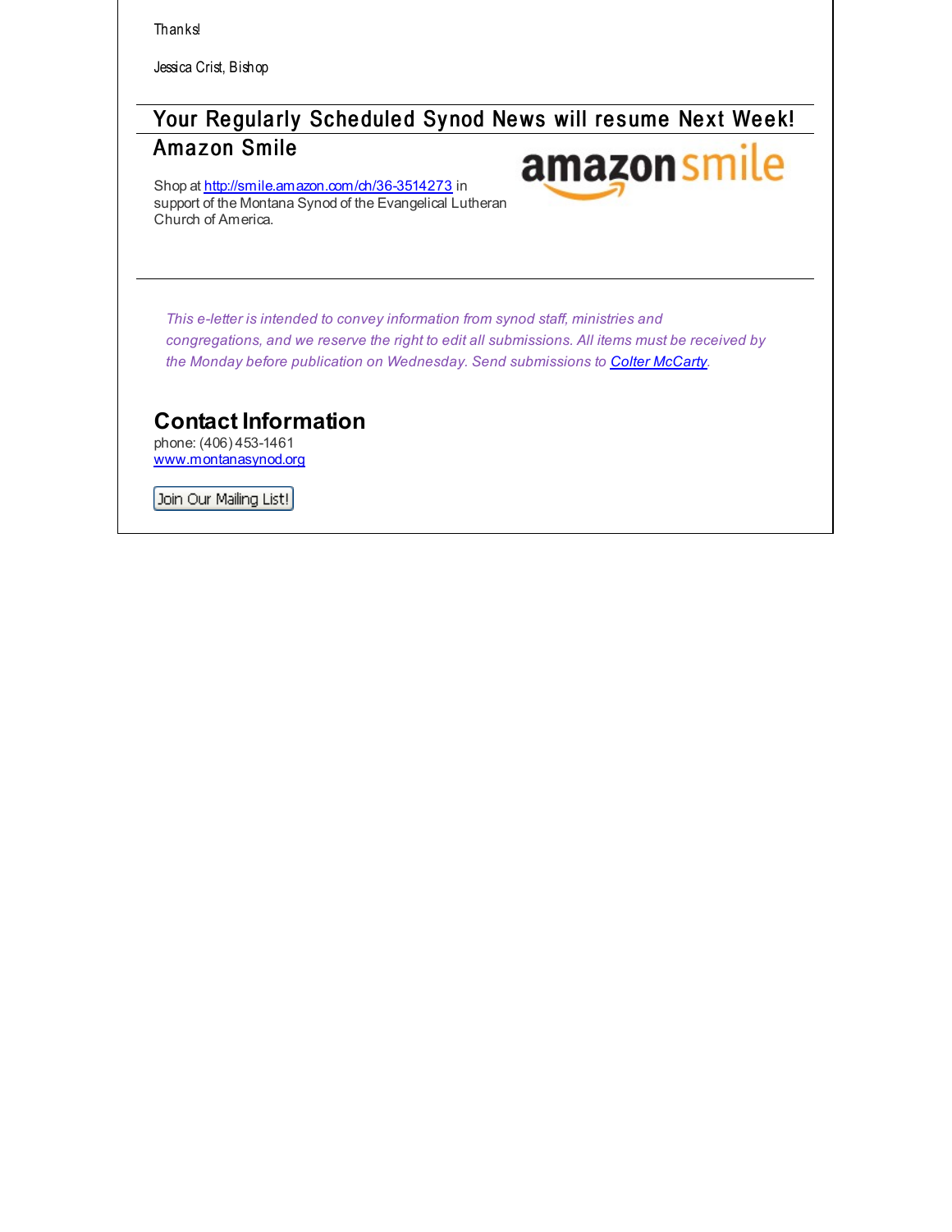Thanks!

Jessica Crist, Bishop

## Your Regularly Scheduled Synod News will resume Next Week!

## Amazon Smile

Shop at [http://smile.amazon.com/ch/36-3514273](http://smile.amazon.com/ch/36-3514273) in support of the Montana Synod of the Evangelical Lutheran Church of America.

*This e-letter is intended to convey information from synod staff, ministries and congregations, and we reserve the right to edit all submissions. All items must be received by the Monday before publication on Wednesday. Send submissions to Colter McCarty.*

## Contact Information

phone: (406) 453-1461
www.montanasynod.org

Join Our Mailing List!